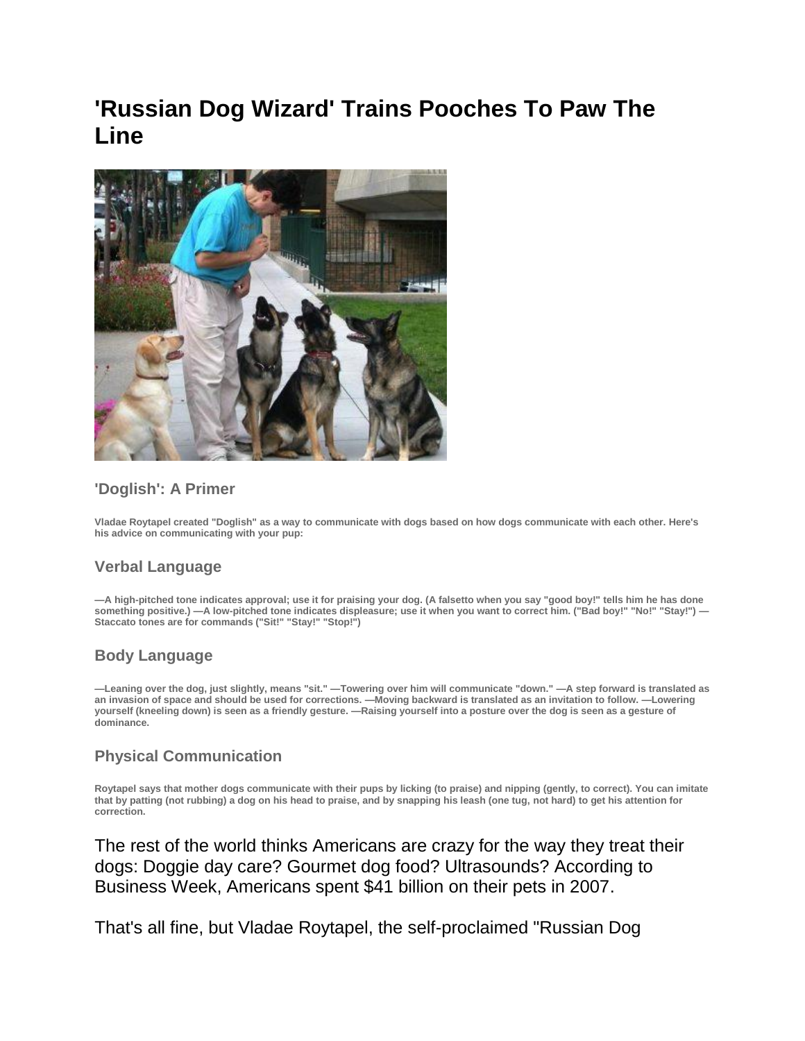# 'Russian Dog Wizard' Trains Pooches To Paw The Line

## 'Doglish': A Primer

**Vladae Roytapel created "Doglish" as a way to communicate with dogs based on how dogs communicate with each other. Here's his advice on communicating with your pup:**

### Verbal Language

**—A high-pitched tone indicates approval; use it for praising your dog. (A falsetto when you say "good boy!" tells him he has done something positive.) —A low-pitched tone indicates displeasure; use it when you want to correct him. ("Bad boy!" "No!" "Stay!") —Staccato tones are for commands ("Sit!" "Stay!" "Stop!")**

### Body Language

**—Leaning over the dog, just slightly, means "sit." —Towering over him will communicate "down." —A step forward is translated as an invasion of space and should be used for corrections. —Moving backward is translated as an invitation to follow. —Lowering yourself (kneeling down) is seen as a friendly gesture. —Raising yourself into a posture over the dog is seen as a gesture of dominance.**

### Physical Communication

**Roytapel says that mother dogs communicate with their pups by licking (to praise) and nipping (gently, to correct). You can imitate that by patting (not rubbing) a dog on his head to praise, and by snapping his leash (one tug, not hard) to get his attention for correction.**

The rest of the world thinks Americans are crazy for the way they treat their dogs: Doggie day care? Gourmet dog food? Ultrasounds? According to Business Week, Americans spent $41 billion on their pets in 2007.

That's all fine, but Vladae Roytapel, the self-proclaimed "Russian Dog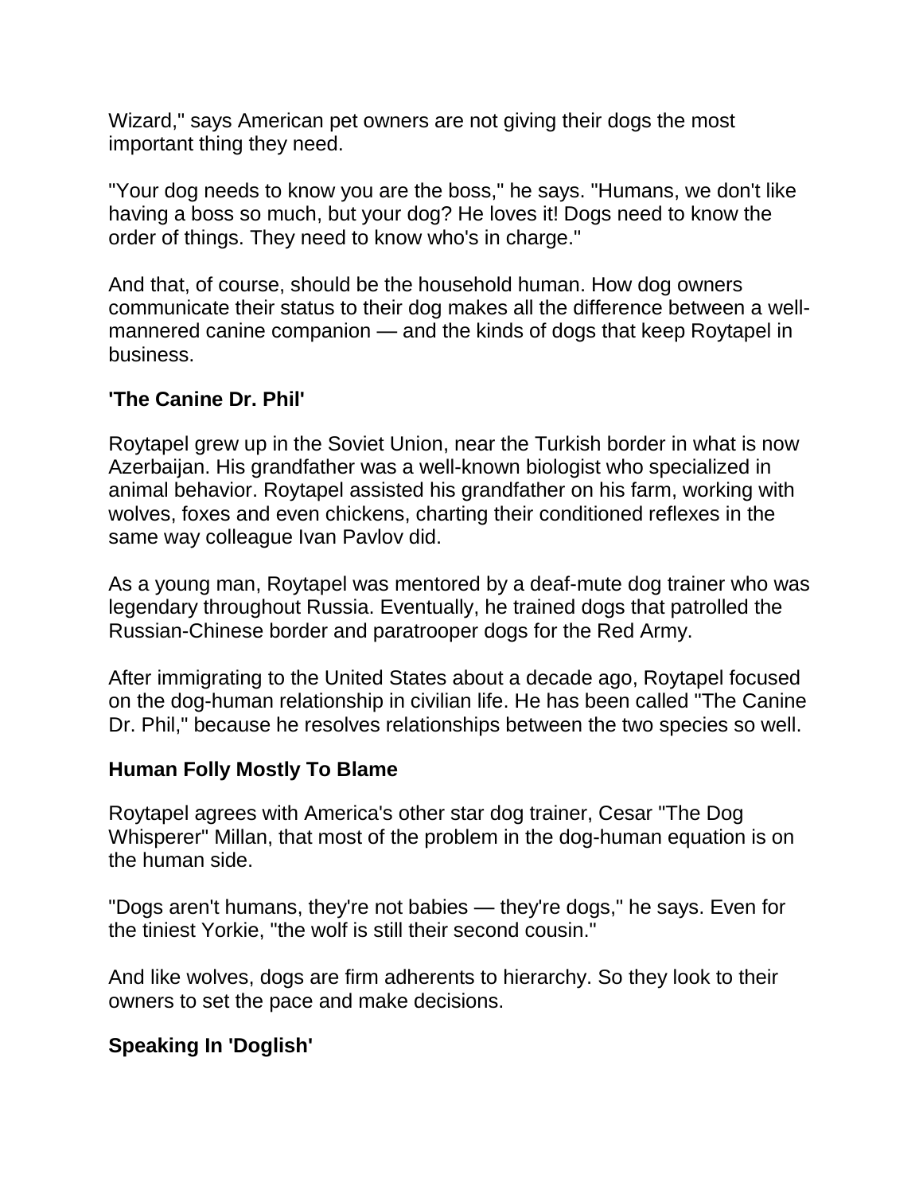Wizard," says American pet owners are not giving their dogs the most important thing they need.

"Your dog needs to know you are the boss," he says. "Humans, we don't like having a boss so much, but your dog? He loves it! Dogs need to know the order of things. They need to know who's in charge."

And that, of course, should be the household human. How dog owners communicate their status to their dog makes all the difference between a well-mannered canine companion — and the kinds of dogs that keep Roytapel in business.

**'The Canine Dr. Phil'**

Roytapel grew up in the Soviet Union, near the Turkish border in what is now Azerbaijan. His grandfather was a well-known biologist who specialized in animal behavior. Roytapel assisted his grandfather on his farm, working with wolves, foxes and even chickens, charting their conditioned reflexes in the same way colleague Ivan Pavlov did.

As a young man, Roytapel was mentored by a deaf-mute dog trainer who was legendary throughout Russia. Eventually, he trained dogs that patrolled the Russian-Chinese border and paratrooper dogs for the Red Army.

After immigrating to the United States about a decade ago, Roytapel focused on the dog-human relationship in civilian life. He has been called "The Canine Dr. Phil," because he resolves relationships between the two species so well.

**Human Folly Mostly To Blame**

Roytapel agrees with America's other star dog trainer, Cesar "The Dog Whisperer" Millan, that most of the problem in the dog-human equation is on the human side.

"Dogs aren't humans, they're not babies — they're dogs," he says. Even for the tiniest Yorkie, "the wolf is still their second cousin."

And like wolves, dogs are firm adherents to hierarchy. So they look to their owners to set the pace and make decisions.

**Speaking In 'Doglish'**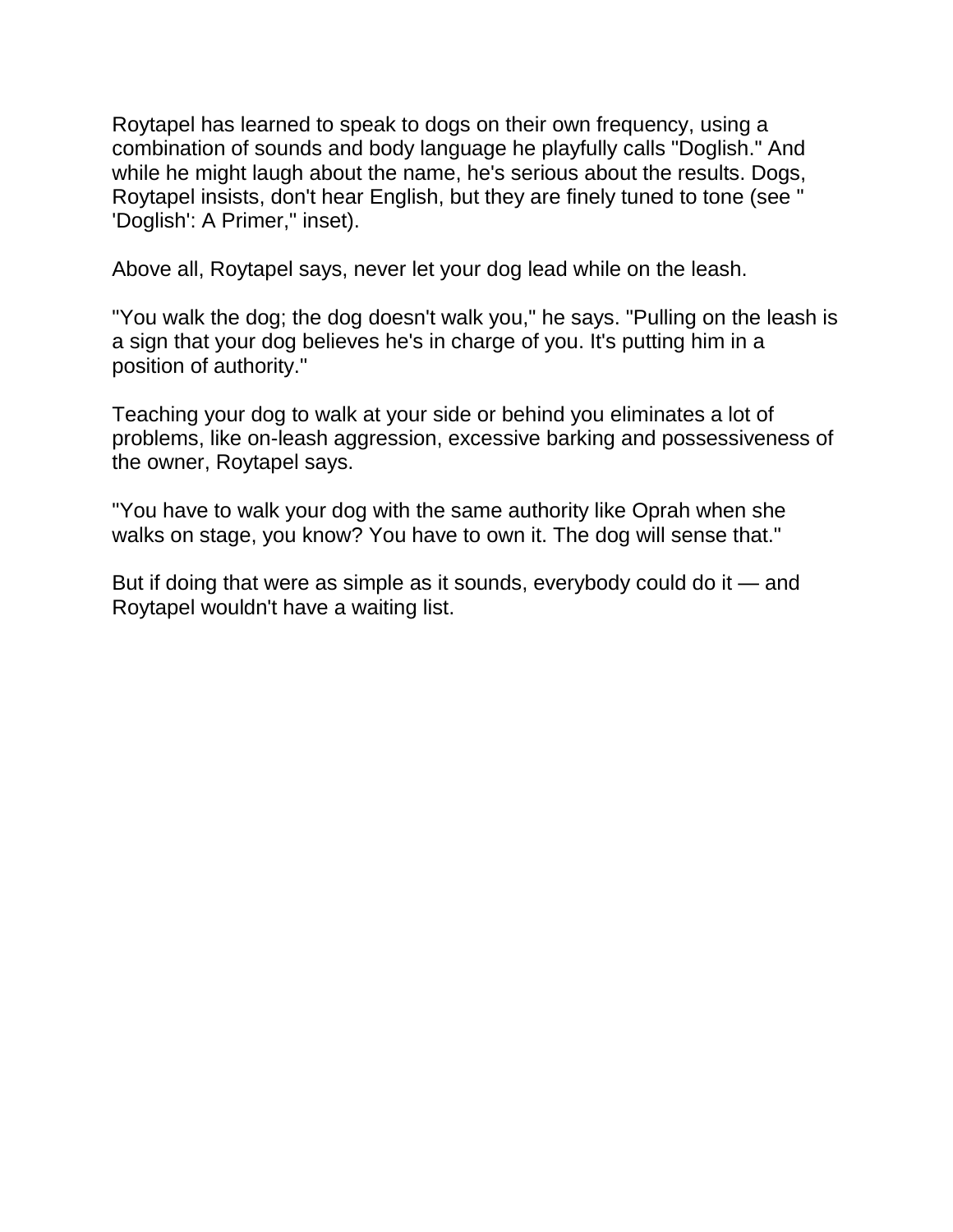Roytapel has learned to speak to dogs on their own frequency, using a combination of sounds and body language he playfully calls "Doglish." And while he might laugh about the name, he's serious about the results. Dogs, Roytapel insists, don't hear English, but they are finely tuned to tone (see " 'Doglish': A Primer," inset).

Above all, Roytapel says, never let your dog lead while on the leash.

"You walk the dog; the dog doesn't walk you," he says. "Pulling on the leash is a sign that your dog believes he's in charge of you. It's putting him in a position of authority."

Teaching your dog to walk at your side or behind you eliminates a lot of problems, like on-leash aggression, excessive barking and possessiveness of the owner, Roytapel says.

"You have to walk your dog with the same authority like Oprah when she walks on stage, you know? You have to own it. The dog will sense that."

But if doing that were as simple as it sounds, everybody could do it — and Roytapel wouldn't have a waiting list.